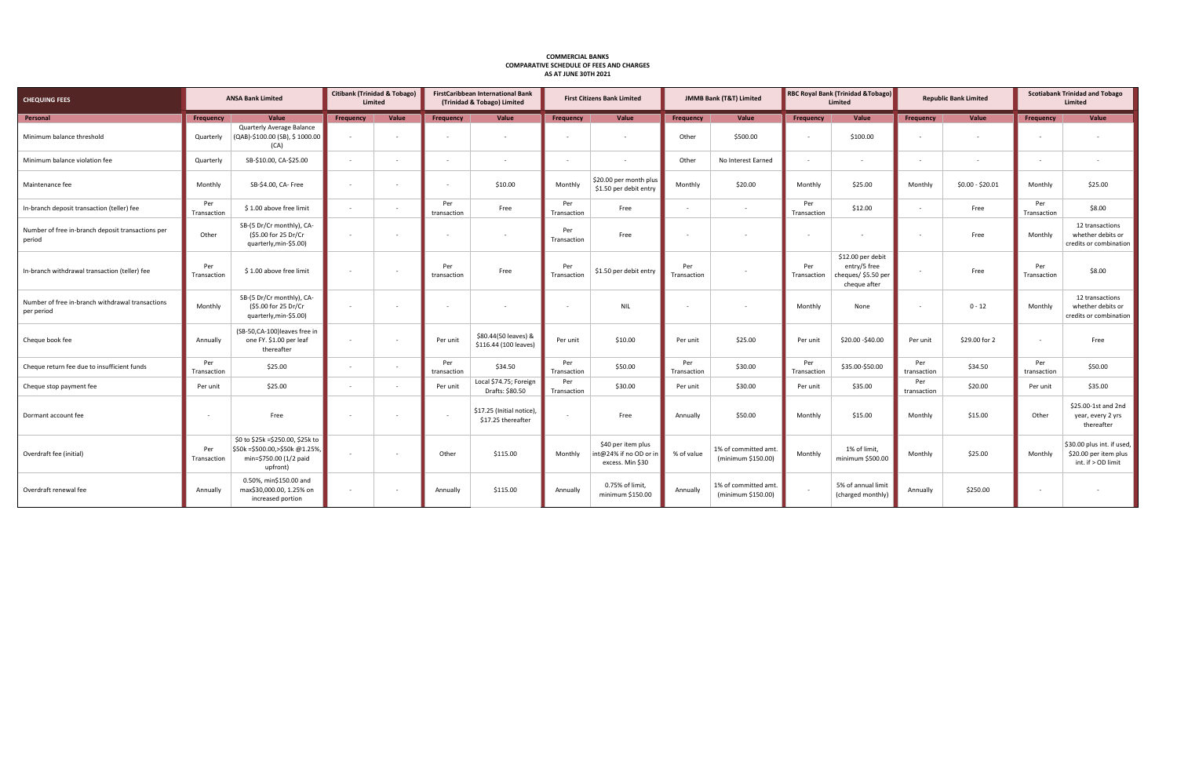**COMMERCIAL BANKS**
**COMPARATIVE SCHEDULE OF FEES AND CHARGES**
**AS AT JUNE 30TH 2021**

| CHEQUING FEES | ANSA Bank Limited | | Citibank (Trinidad & Tobago) Limited | | FirstCaribbean International Bank (Trinidad & Tobago) Limited | | First Citizens Bank Limited | | JMMB Bank (T&T) Limited | | RBC Royal Bank (Trinidad &Tobago) Limited | | Republic Bank Limited | | Scotiabank Trinidad and Tobago Limited | |
|---|---|---|---|---|---|---|---|---|---|---|---|---|---|---|---|---|
| **Personal** | **Frequency** | **Value** | **Frequency** | **Value** | **Frequency** | **Value** | **Frequency** | **Value** | **Frequency** | **Value** | **Frequency** | **Value** | **Frequency** | **Value** | **Frequency** | **Value** |
| Minimum balance threshold | Quarterly | Quarterly Average Balance (QAB)-$100.00 (SB), $ 1000.00 (CA) | - | - | - | - | - | - | Other | $500.00 | - | $100.00 | - | - | - | - |
| Minimum balance violation fee | Quarterly | SB-$10.00, CA-$25.00 | - | - | - | - | - | - | Other | No Interest Earned | - | - | - | - | - | - |
| Maintenance fee | Monthly | SB-$4.00, CA- Free | - | - | - | $10.00 | Monthly | $20.00 per month plus $1.50 per debit entry | Monthly | $20.00 | Monthly | $25.00 | Monthly | $0.00 - $20.01 | Monthly | $25.00 |
| In-branch deposit transaction (teller) fee | Per Transaction | $ 1.00 above free limit | - | - | Per transaction | Free | Per Transaction | Free | - | - | Per Transaction | $12.00 | - | Free | Per Transaction | $8.00 |
| Number of free in-branch deposit transactions per period | Other | SB-(5 Dr/Cr monthly), CA-($5.00 for 25 Dr/Cr quarterly,min-$5.00) | - | - | - | - | Per Transaction | Free | - | - | - | - | - | Free | Monthly | 12 transactions whether debits or credits or combination |
| In-branch withdrawal transaction (teller) fee | Per Transaction | $ 1.00 above free limit | - | - | Per transaction | Free | Per Transaction | $1.50 per debit entry | Per Transaction | - | Per Transaction | $12.00 per debit entry/5 free cheques/ $5.50 per cheque after | - | Free | Per Transaction | $8.00 |
| Number of free in-branch withdrawal transactions per period | Monthly | SB-(5 Dr/Cr monthly), CA-($5.00 for 25 Dr/Cr quarterly,min-$5.00) | - | - | - | - | - | NIL | - | - | Monthly | None | - | 0 - 12 | Monthly | 12 transactions whether debits or credits or combination |
| Cheque book fee | Annually | (SB-50,CA-100)leaves free in one FY. $1.00 per leaf thereafter | - | - | Per unit | $80.44(50 leaves) & $116.44 (100 leaves) | Per unit | $10.00 | Per unit | $25.00 | Per unit | $20.00 -$40.00 | Per unit | $29.00 for 2 | - | Free |
| Cheque return fee due to insufficient funds | Per Transaction | $25.00 | - | - | Per transaction | $34.50 | Per Transaction | $50.00 | Per Transaction | $30.00 | Per Transaction | $35.00-$50.00 | Per transaction | $34.50 | Per transaction | $50.00 |
| Cheque stop payment fee | Per unit | $25.00 | - | - | Per unit | Local $74.75; Foreign Drafts: $80.50 | Per Transaction | $30.00 | Per unit | $30.00 | Per unit | $35.00 | Per transaction | $20.00 | Per unit | $35.00 |
| Dormant account fee | - | Free | - | - | - | $17.25 (Initial notice), $17.25 thereafter | - | Free | Annually | $50.00 | Monthly | $15.00 | Monthly | $15.00 | Other | $25.00-1st and 2nd year, every 2 yrs thereafter |
| Overdraft fee (initial) | Per Transaction | $0 to $25k =$250.00, $25k to $50k =$500.00,>$50k @1.25%, min=$750.00 (1/2 paid upfront) | - | - | Other | $115.00 | Monthly | $40 per item plus int@24% if no OD or in excess. Min $30 | % of value | 1% of committed amt. (minimum $150.00) | Monthly | 1% of limit, minimum $500.00 | Monthly | $25.00 | Monthly | $30.00 plus int. if used, $20.00 per item plus int. if > OD limit |
| Overdraft renewal fee | Annually | 0.50%, min$150.00 and max$30,000.00, 1.25% on increased portion | - | - | Annually | $115.00 | Annually | 0.75% of limit, minimum $150.00 | Annually | 1% of committed amt. (minimum $150.00) | - | 5% of annual limit (charged monthly) | Annually | $250.00 | - | - |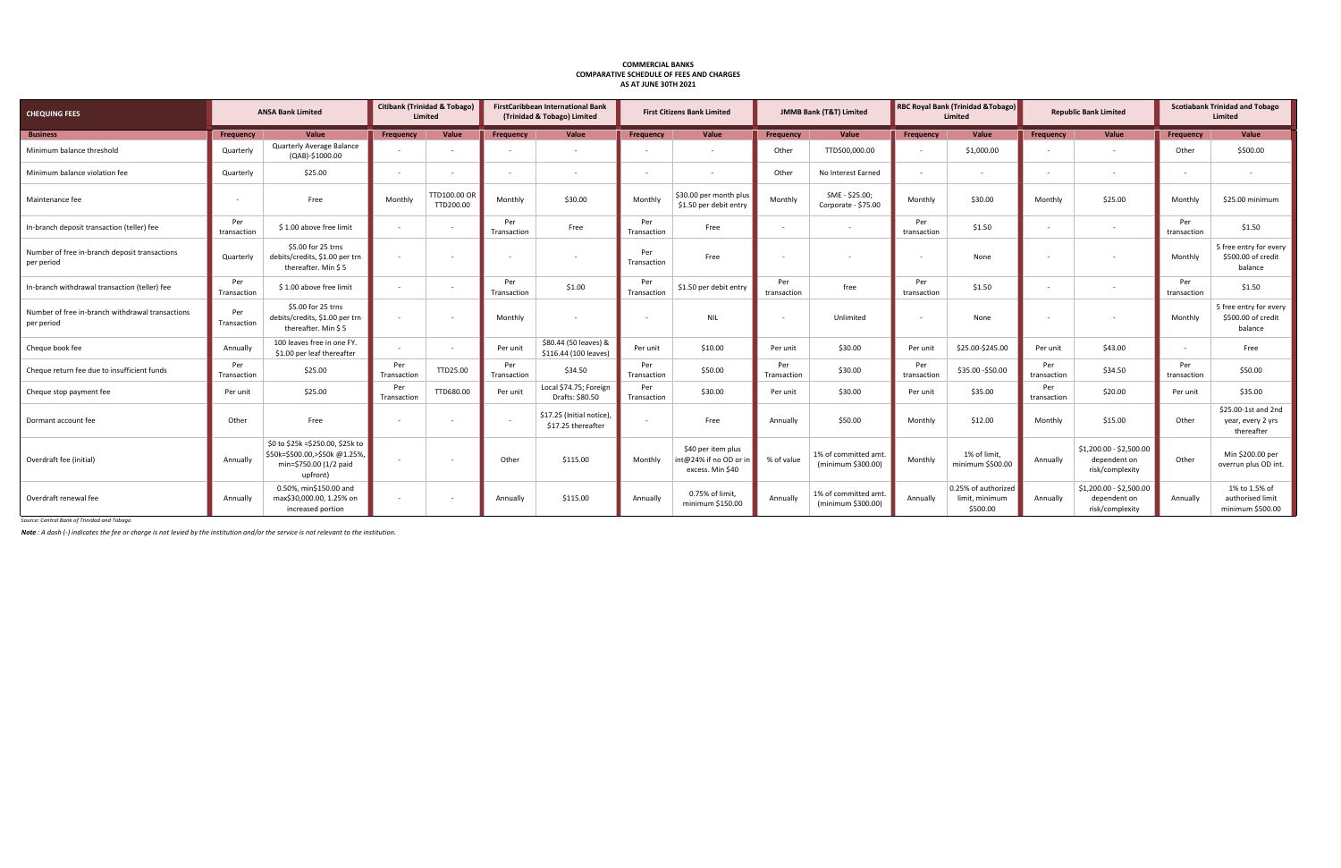**COMMERCIAL BANKS**
**COMPARATIVE SCHEDULE OF FEES AND CHARGES**
**AS AT JUNE 30TH 2021**

| CHEQUING FEES | ANSA Bank Limited | | Citibank (Trinidad & Tobago) Limited | | FirstCaribbean International Bank (Trinidad & Tobago) Limited | | First Citizens Bank Limited | | JMMB Bank (T&T) Limited | | RBC Royal Bank (Trinidad &Tobago) Limited | | Republic Bank Limited | | Scotiabank Trinidad and Tobago Limited | |
|---|---|---|---|---|---|---|---|---|---|---|---|---|---|---|---|---|
| **Business** | **Frequency** | **Value** | **Frequency** | **Value** | **Frequency** | **Value** | **Frequency** | **Value** | **Frequency** | **Value** | **Frequency** | **Value** | **Frequency** | **Value** | **Frequency** | **Value** |
| Minimum balance threshold | Quarterly | Quarterly Average Balance (QAB)-$1000.00 | - | - | - | - | - | - | Other | TTD500,000.00 | - | $1,000.00 | - | - | Other | $500.00 |
| Minimum balance violation fee | Quarterly | $25.00 | - | - | - | - | - | - | Other | No Interest Earned | - | - | - | - | - | - |
| Maintenance fee | - | Free | Monthly | TTD100.00 OR TTD200.00 | Monthly | $30.00 | Monthly | $30.00 per month plus $1.50 per debit entry | Monthly | SME - $25.00; Corporate - $75.00 | Monthly | $30.00 | Monthly | $25.00 | Monthly | $25.00 minimum |
| In-branch deposit transaction (teller) fee | Per transaction | $ 1.00 above free limit | - | - | Per Transaction | Free | Per Transaction | Free | - | - | Per transaction | $1.50 | - | - | Per transaction | $1.50 |
| Number of free in-branch deposit transactions per period | Quarterly | $5.00 for 25 trns debits/credits, $1.00 per trn thereafter. Min $ 5 | - | - | - | - | Per Transaction | Free | - | - | - | None | - | - | Monthly | 5 free entry for every $500.00 of credit balance |
| In-branch withdrawal transaction (teller) fee | Per Transaction | $ 1.00 above free limit | - | - | Per Transaction | $1.00 | Per Transaction | $1.50 per debit entry | Per transaction | free | Per transaction | $1.50 | - | - | Per transaction | $1.50 |
| Number of free in-branch withdrawal transactions per period | Per Transaction | $5.00 for 25 trns debits/credits, $1.00 per trn thereafter. Min $ 5 | - | - | Monthly | - | - | NIL | - | Unlimited | - | None | - | - | Monthly | 5 free entry for every $500.00 of credit balance |
| Cheque book fee | Annually | 100 leaves free in one FY. $1.00 per leaf thereafter | - | - | Per unit | $80.44 (50 leaves) & $116.44 (100 leaves) | Per unit | $10.00 | Per unit | $30.00 | Per unit | $25.00-$245.00 | Per unit | $43.00 | - | Free |
| Cheque return fee due to insufficient funds | Per Transaction | $25.00 | Per Transaction | TTD25.00 | Per Transaction | $34.50 | Per Transaction | $50.00 | Per Transaction | $30.00 | Per transaction | $35.00 -$50.00 | Per transaction | $34.50 | Per transaction | $50.00 |
| Cheque stop payment fee | Per unit | $25.00 | Per Transaction | TTD680.00 | Per unit | Local $74.75; Foreign Drafts: $80.50 | Per Transaction | $30.00 | Per unit | $30.00 | Per unit | $35.00 | Per transaction | $20.00 | Per unit | $35.00 |
| Dormant account fee | Other | Free | - | - | - | $17.25 (Initial notice), $17.25 thereafter | - | Free | Annually | $50.00 | Monthly | $12.00 | Monthly | $15.00 | Other | $25.00-1st and 2nd year, every 2 yrs thereafter |
| Overdraft fee (initial) | Annually | $0 to $25k =$250.00, $25k to $50k=$500.00,>$50k @1.25%, min=$750.00 (1/2 paid upfront) | - | - | Other | $115.00 | Monthly | $40 per item plus int@24% if no OD or in excess. Min $40 | % of value | 1% of committed amt. (minimum $300.00) | Monthly | 1% of limit, minimum $500.00 | Annually | $1,200.00 - $2,500.00 dependent on risk/complexity | Other | Min $200.00 per overrun plus OD int. |
| Overdraft renewal fee | Annually | 0.50%, min$150.00 and max$30,000.00, 1.25% on increased portion | - | - | Annually | $115.00 | Annually | 0.75% of limit, minimum $150.00 | Annually | 1% of committed amt. (minimum $300.00) | Annually | 0.25% of authorized limit, minimum $500.00 | Annually | $1,200.00 - $2,500.00 dependent on risk/complexity | Annually | 1% to 1.5% of authorised limit minimum $500.00 |

*Source: Central Bank of Trinidad and Tobago*

***Note** : A dash (-) indicates the fee or charge is not levied by the institution and/or the service is not relevant to the institution.*